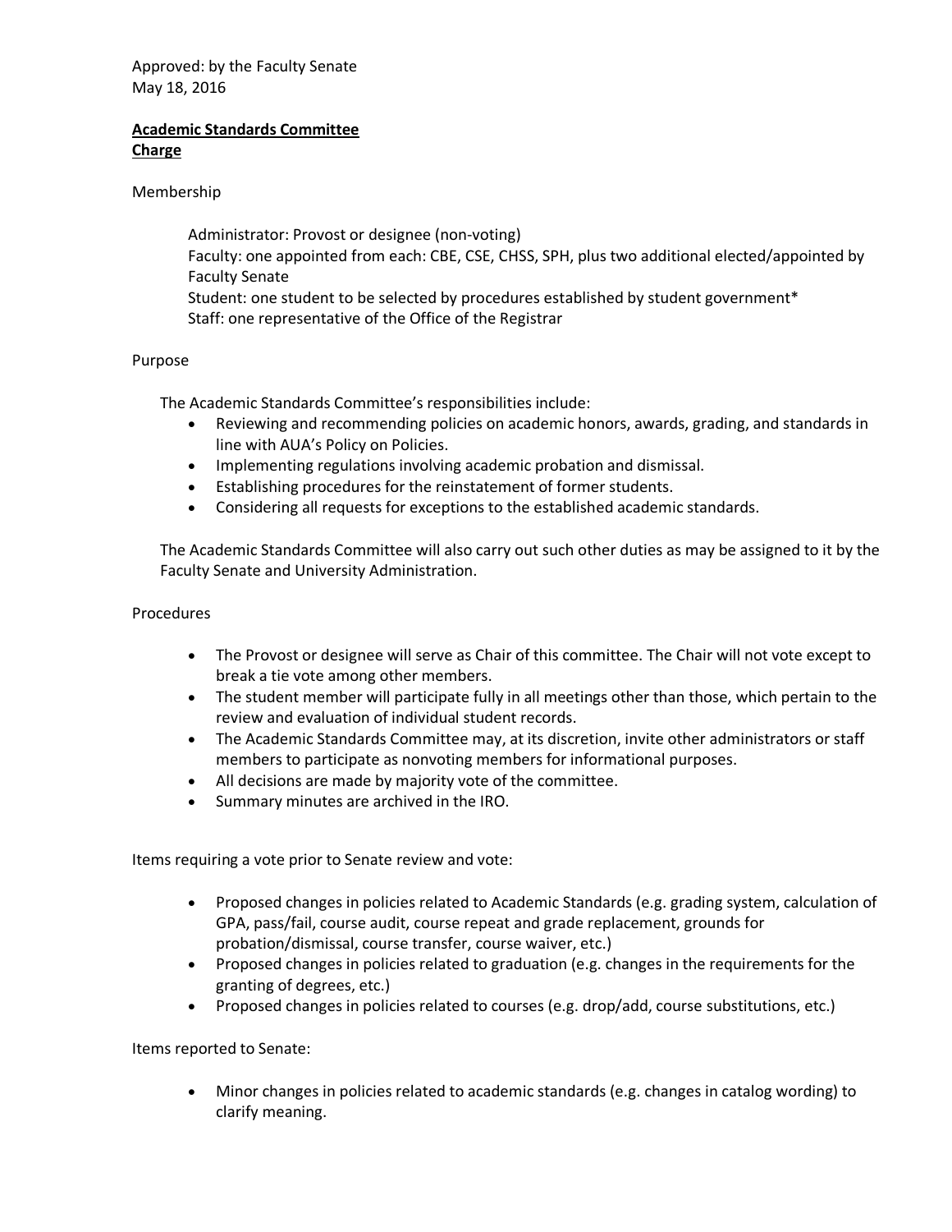Approved: by the Faculty Senate
May 18, 2016

**Academic Standards Committee**
**Charge**

Membership

Administrator: Provost or designee (non-voting)
Faculty: one appointed from each: CBE, CSE, CHSS, SPH, plus two additional elected/appointed by Faculty Senate
Student: one student to be selected by procedures established by student government*
Staff: one representative of the Office of the Registrar

Purpose

The Academic Standards Committee's responsibilities include:

- Reviewing and recommending policies on academic honors, awards, grading, and standards in line with AUA's Policy on Policies.
- Implementing regulations involving academic probation and dismissal.
- Establishing procedures for the reinstatement of former students.
- Considering all requests for exceptions to the established academic standards.

The Academic Standards Committee will also carry out such other duties as may be assigned to it by the Faculty Senate and University Administration.

Procedures

- The Provost or designee will serve as Chair of this committee. The Chair will not vote except to break a tie vote among other members.
- The student member will participate fully in all meetings other than those, which pertain to the review and evaluation of individual student records.
- The Academic Standards Committee may, at its discretion, invite other administrators or staff members to participate as nonvoting members for informational purposes.
- All decisions are made by majority vote of the committee.
- Summary minutes are archived in the IRO.

Items requiring a vote prior to Senate review and vote:

- Proposed changes in policies related to Academic Standards (e.g. grading system, calculation of GPA, pass/fail, course audit, course repeat and grade replacement, grounds for probation/dismissal, course transfer, course waiver, etc.)
- Proposed changes in policies related to graduation (e.g. changes in the requirements for the granting of degrees, etc.)
- Proposed changes in policies related to courses (e.g. drop/add, course substitutions, etc.)

Items reported to Senate:

- Minor changes in policies related to academic standards (e.g. changes in catalog wording) to clarify meaning.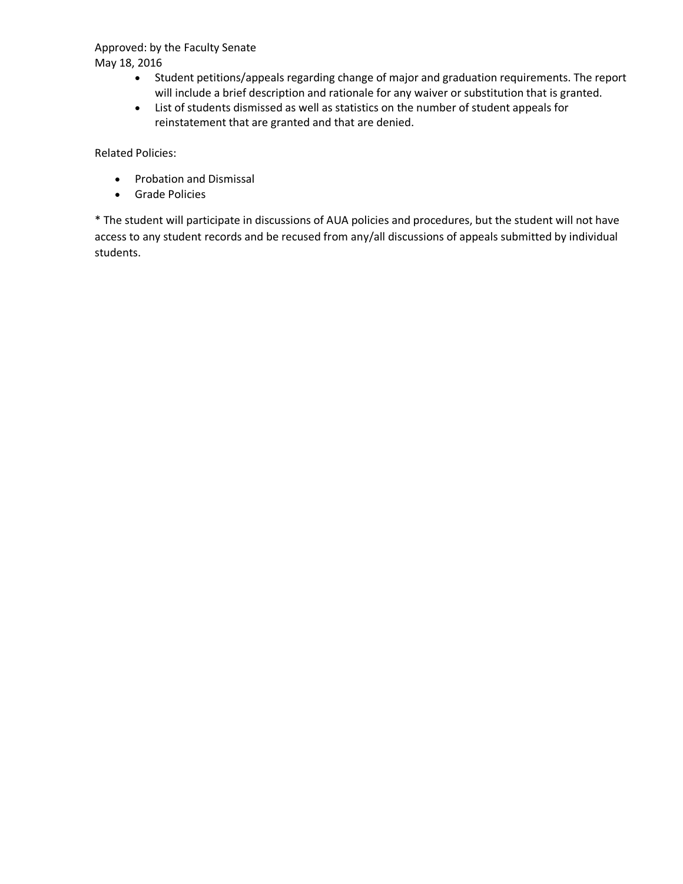Approved: by the Faculty Senate
May 18, 2016

- Student petitions/appeals regarding change of major and graduation requirements. The report will include a brief description and rationale for any waiver or substitution that is granted.
- List of students dismissed as well as statistics on the number of student appeals for reinstatement that are granted and that are denied.

Related Policies:

- Probation and Dismissal
- Grade Policies

* The student will participate in discussions of AUA policies and procedures, but the student will not have access to any student records and be recused from any/all discussions of appeals submitted by individual students.